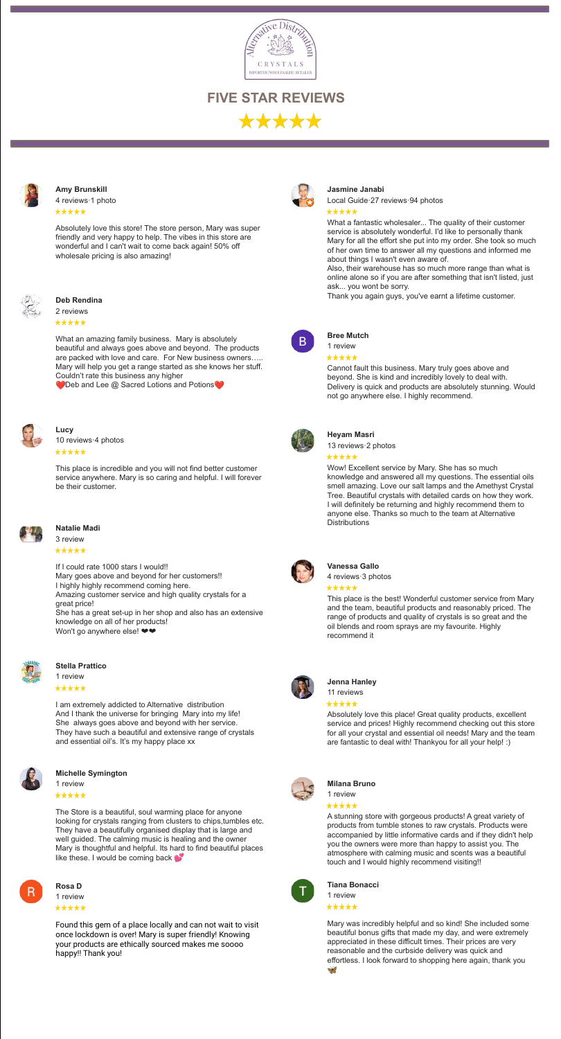# FIVE STAR REVIEWS

★★★★★

**Amy Brunskill**
4 reviews·1 photo
★★★★★

Absolutely love this store! The store person, Mary was super friendly and very happy to help. The vibes in this store are wonderful and I can't wait to come back again! 50% off wholesale pricing is also amazing!

**Deb Rendina**
2 reviews
★★★★★

What an amazing family business. Mary is absolutely beautiful and always goes above and beyond. The products are packed with love and care. For New business owners….. Mary will help you get a range started as she knows her stuff. Couldn't rate this business any higher
❤️Deb and Lee @ Sacred Lotions and Potions❤️

**Lucy**
10 reviews·4 photos
★★★★★

This place is incredible and you will not find better customer service anywhere. Mary is so caring and helpful. I will forever be their customer.

**Natalie Madi**
3 review
★★★★★

If I could rate 1000 stars I would!!
Mary goes above and beyond for her customers!!
I highly highly recommend coming here.
Amazing customer service and high quality crystals for a great price!
She has a great set-up in her shop and also has an extensive knowledge on all of her products!
Won't go anywhere else! ❤❤

**Stella Prattico**
1 review
★★★★★

I am extremely addicted to Alternative distribution
And I thank the universe for bringing Mary into my life!
She always goes above and beyond with her service.
They have such a beautiful and extensive range of crystals and essential oil's. It's my happy place xx

**Michelle Symington**
1 review
★★★★★

The Store is a beautiful, soul warming place for anyone looking for crystals ranging from clusters to chips,tumbles etc. They have a beautifully organised display that is large and well guided. The calming music is healing and the owner Mary is thoughtful and helpful. Its hard to find beautiful places like these. I would be coming back 💕

**Rosa D**
1 review
★★★★★

Found this gem of a place locally and can not wait to visit once lockdown is over! Mary is super friendly! Knowing your products are ethically sourced makes me soooo happy!! Thank you!

**Jasmine Janabi**
Local Guide·27 reviews·94 photos
★★★★★

What a fantastic wholesaler... The quality of their customer service is absolutely wonderful. I'd like to personally thank Mary for all the effort she put into my order. She took so much of her own time to answer all my questions and informed me about things I wasn't even aware of.
Also, their warehouse has so much more range than what is online alone so if you are after something that isn't listed, just ask... you wont be sorry.
Thank you again guys, you've earnt a lifetime customer.

**Bree Mutch**
1 review
★★★★★

Cannot fault this business. Mary truly goes above and beyond. She is kind and incredibly lovely to deal with. Delivery is quick and products are absolutely stunning. Would not go anywhere else. I highly recommend.

**Heyam Masri**
13 reviews·2 photos
★★★★★

Wow! Excellent service by Mary. She has so much knowledge and answered all my questions. The essential oils smell amazing. Love our salt lamps and the Amethyst Crystal Tree. Beautiful crystals with detailed cards on how they work. I will definitely be returning and highly recommend them to anyone else. Thanks so much to the team at Alternative Distributions

**Vanessa Gallo**
4 reviews·3 photos
★★★★★

This place is the best! Wonderful customer service from Mary and the team, beautiful products and reasonably priced. The range of products and quality of crystals is so great and the oil blends and room sprays are my favourite. Highly recommend it

**Jenna Hanley**
11 reviews
★★★★★

Absolutely love this place! Great quality products, excellent service and prices! Highly recommend checking out this store for all your crystal and essential oil needs! Mary and the team are fantastic to deal with! Thankyou for all your help! :)

**Milana Bruno**
1 review
★★★★★

A stunning store with gorgeous products! A great variety of products from tumble stones to raw crystals. Products were accompanied by little informative cards and if they didn't help you the owners were more than happy to assist you. The atmosphere with calming music and scents was a beautiful touch and I would highly recommend visiting!!

**Tiana Bonacci**
1 review
★★★★★

Mary was incredibly helpful and so kind! She included some beautiful bonus gifts that made my day, and were extremely appreciated in these difficult times. Their prices are very reasonable and the curbside delivery was quick and effortless. I look forward to shopping here again, thank you 🦋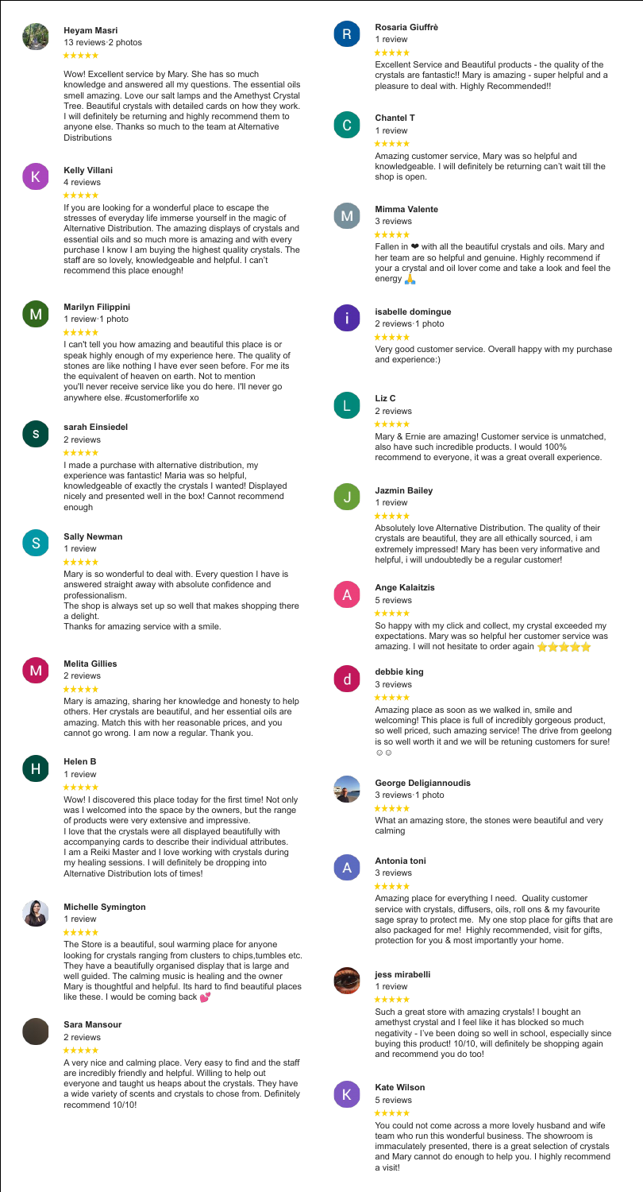**Heyam Masri**
13 reviews·2 photos
★★★★★

Wow! Excellent service by Mary. She has so much knowledge and answered all my questions. The essential oils smell amazing. Love our salt lamps and the Amethyst Crystal Tree. Beautiful crystals with detailed cards on how they work. I will definitely be returning and highly recommend them to anyone else. Thanks so much to the team at Alternative Distributions

**Kelly Villani**
4 reviews
★★★★★

If you are looking for a wonderful place to escape the stresses of everyday life immerse yourself in the magic of Alternative Distribution. The amazing displays of crystals and essential oils and so much more is amazing and with every purchase I know I am buying the highest quality crystals. The staff are so lovely, knowledgeable and helpful. I can't recommend this place enough!

**Marilyn Filippini**
1 review·1 photo
★★★★★

I can't tell you how amazing and beautiful this place is or speak highly enough of my experience here. The quality of stones are like nothing I have ever seen before. For me its the equivalent of heaven on earth. Not to mention you'll never receive service like you do here. I'll never go anywhere else. #customerforlife xo

**sarah Einsiedel**
2 reviews
★★★★★

I made a purchase with alternative distribution, my experience was fantastic! Maria was so helpful, knowledgeable of exactly the crystals I wanted! Displayed nicely and presented well in the box! Cannot recommend enough

**Sally Newman**
1 review
★★★★★

Mary is so wonderful to deal with. Every question I have is answered straight away with absolute confidence and professionalism.
The shop is always set up so well that makes shopping there a delight.
Thanks for amazing service with a smile.

**Melita Gillies**
2 reviews
★★★★★

Mary is amazing, sharing her knowledge and honesty to help others. Her crystals are beautiful, and her essential oils are amazing. Match this with her reasonable prices, and you cannot go wrong. I am now a regular. Thank you.

**Helen B**
1 review
★★★★★

Wow! I discovered this place today for the first time! Not only was I welcomed into the space by the owners, but the range of products were very extensive and impressive.
I love that the crystals were all displayed beautifully with accompanying cards to describe their individual attributes. I am a Reiki Master and I love working with crystals during my healing sessions. I will definitely be dropping into Alternative Distribution lots of times!

**Michelle Symington**
1 review
★★★★★

The Store is a beautiful, soul warming place for anyone looking for crystals ranging from clusters to chips,tumbles etc. They have a beautifully organised display that is large and well guided. The calming music is healing and the owner Mary is thoughtful and helpful. Its hard to find beautiful places like these. I would be coming back 💕

**Sara Mansour**
2 reviews
★★★★★

A very nice and calming place. Very easy to find and the staff are incredibly friendly and helpful. Willing to help out everyone and taught us heaps about the crystals. They have a wide variety of scents and crystals to chose from. Definitely recommend 10/10!

**Rosaria Giuffrè**
1 review
★★★★★

Excellent Service and Beautiful products - the quality of the crystals are fantastic!! Mary is amazing - super helpful and a pleasure to deal with. Highly Recommended!!

**Chantel T**
1 review
★★★★★

Amazing customer service, Mary was so helpful and knowledgeable. I will definitely be returning can't wait till the shop is open.

**Mimma Valente**
3 reviews
★★★★★

Fallen in ❤ with all the beautiful crystals and oils. Mary and her team are so helpful and genuine. Highly recommend if your a crystal and oil lover come and take a look and feel the energy 🙏

**isabelle domingue**
2 reviews·1 photo
★★★★★

Very good customer service. Overall happy with my purchase and experience:)

**Liz C**
2 reviews
★★★★★

Mary & Ernie are amazing! Customer service is unmatched, also have such incredible products. I would 100% recommend to everyone, it was a great overall experience.

**Jazmin Bailey**
1 review
★★★★★

Absolutely love Alternative Distribution. The quality of their crystals are beautiful, they are all ethically sourced, i am extremely impressed! Mary has been very informative and helpful, i will undoubtedly be a regular customer!

**Ange Kalaitzis**
5 reviews
★★★★★

So happy with my click and collect, my crystal exceeded my expectations. Mary was so helpful her customer service was amazing. I will not hesitate to order again ⭐⭐⭐⭐⭐

**debbie king**
3 reviews
★★★★★

Amazing place as soon as we walked in, smile and welcoming! This place is full of incredibly gorgeous product, so well priced, such amazing service! The drive from geelong is so well worth it and we will be retuning customers for sure! ☺☺

**George Deligiannoudis**
3 reviews·1 photo
★★★★★

What an amazing store, the stones were beautiful and very calming

**Antonia toni**
3 reviews
★★★★★

Amazing place for everything I need. Quality customer service with crystals, diffusers, oils, roll ons & my favourite sage spray to protect me. My one stop place for gifts that are also packaged for me! Highly recommended, visit for gifts, protection for you & most importantly your home.

**jess mirabelli**
1 review
★★★★★

Such a great store with amazing crystals! I bought an amethyst crystal and I feel like it has blocked so much negativity - I've been doing so well in school, especially since buying this product! 10/10, will definitely be shopping again and recommend you do too!

**Kate Wilson**
5 reviews
★★★★★

You could not come across a more lovely husband and wife team who run this wonderful business. The showroom is immaculately presented, there is a great selection of crystals and Mary cannot do enough to help you. I highly recommend a visit!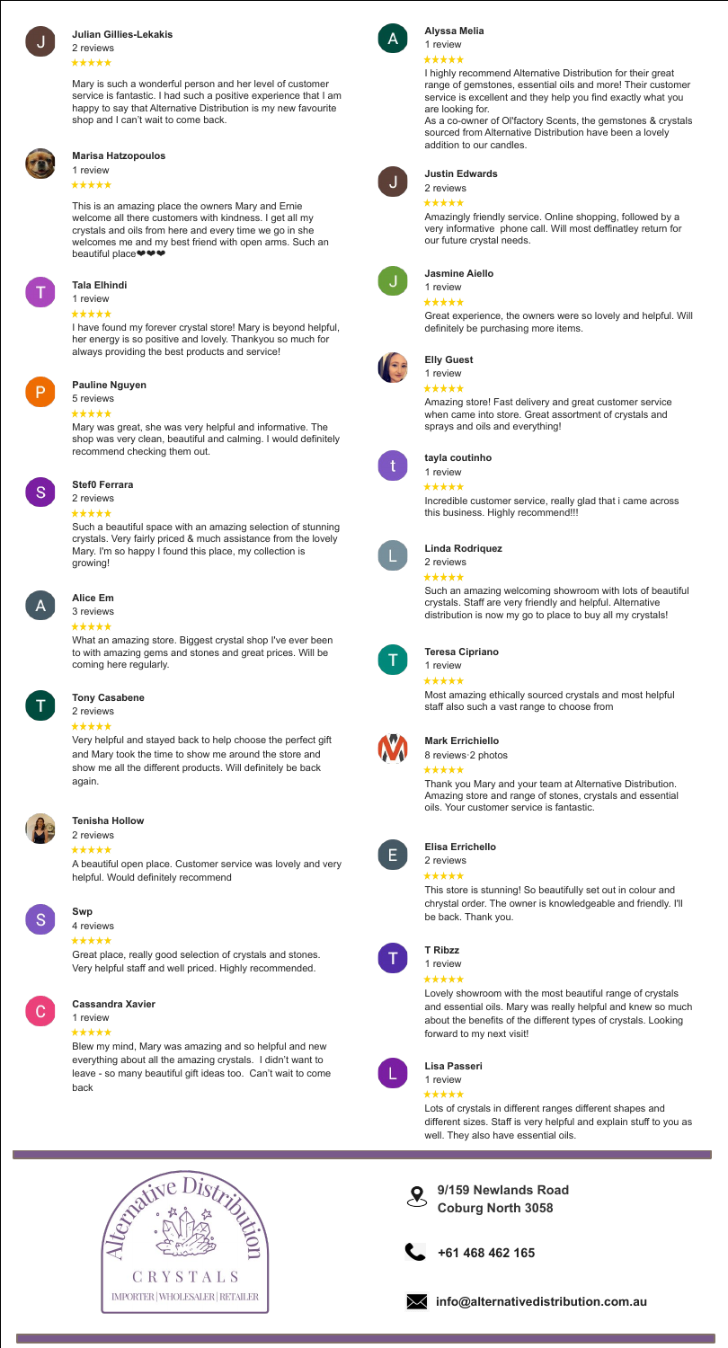**Julian Gillies-Lekakis**
2 reviews
★★★★★

Mary is such a wonderful person and her level of customer service is fantastic. I had such a positive experience that I am happy to say that Alternative Distribution is my new favourite shop and I can't wait to come back.

**Marisa Hatzopoulos**
1 review
★★★★★

This is an amazing place the owners Mary and Ernie welcome all there customers with kindness. I get all my crystals and oils from here and every time we go in she welcomes me and my best friend with open arms. Such an beautiful place❤❤❤

**Tala Elhindi**
1 review
★★★★★

I have found my forever crystal store! Mary is beyond helpful, her energy is so positive and lovely. Thankyou so much for always providing the best products and service!

**Pauline Nguyen**
5 reviews
★★★★★

Mary was great, she was very helpful and informative. The shop was very clean, beautiful and calming. I would definitely recommend checking them out.

**Stef0 Ferrara**
2 reviews
★★★★★

Such a beautiful space with an amazing selection of stunning crystals. Very fairly priced & much assistance from the lovely Mary. I'm so happy I found this place, my collection is growing!

**Alice Em**
3 reviews
★★★★★

What an amazing store. Biggest crystal shop I've ever been to with amazing gems and stones and great prices. Will be coming here regularly.

**Tony Casabene**
2 reviews
★★★★★

Very helpful and stayed back to help choose the perfect gift and Mary took the time to show me around the store and show me all the different products. Will definitely be back again.

**Tenisha Hollow**
2 reviews
★★★★★

A beautiful open place. Customer service was lovely and very helpful. Would definitely recommend

**Swp**
4 reviews
★★★★★

Great place, really good selection of crystals and stones. Very helpful staff and well priced. Highly recommended.

**Cassandra Xavier**
1 review
★★★★★

Blew my mind, Mary was amazing and so helpful and new everything about all the amazing crystals. I didn't want to leave - so many beautiful gift ideas too. Can't wait to come back

**Alyssa Melia**
1 review
★★★★★

I highly recommend Alternative Distribution for their great range of gemstones, essential oils and more! Their customer service is excellent and they help you find exactly what you are looking for.
As a co-owner of Ol'factory Scents, the gemstones & crystals sourced from Alternative Distribution have been a lovely addition to our candles.

**Justin Edwards**
2 reviews
★★★★★

Amazingly friendly service. Online shopping, followed by a very informative phone call. Will most deffinatley return for our future crystal needs.

**Jasmine Aiello**
1 review
★★★★★

Great experience, the owners were so lovely and helpful. Will definitely be purchasing more items.

**Elly Guest**
1 review
★★★★★

Amazing store! Fast delivery and great customer service when came into store. Great assortment of crystals and sprays and oils and everything!

**tayla coutinho**
1 review
★★★★★

Incredible customer service, really glad that i came across this business. Highly recommend!!!

**Linda Rodriquez**
2 reviews
★★★★★

Such an amazing welcoming showroom with lots of beautiful crystals. Staff are very friendly and helpful. Alternative distribution is now my go to place to buy all my crystals!

**Teresa Cipriano**
1 review
★★★★★

Most amazing ethically sourced crystals and most helpful staff also such a vast range to choose from

**Mark Errichiello**
8 reviews·2 photos
★★★★★

Thank you Mary and your team at Alternative Distribution. Amazing store and range of stones, crystals and essential oils. Your customer service is fantastic.

**Elisa Errichello**
2 reviews
★★★★★

This store is stunning! So beautifully set out in colour and chrystal order. The owner is knowledgeable and friendly. I'll be back. Thank you.

**T Ribzz**
1 review
★★★★★

Lovely showroom with the most beautiful range of crystals and essential oils. Mary was really helpful and knew so much about the benefits of the different types of crystals. Looking forward to my next visit!

**Lisa Passeri**
1 review
★★★★★

Lots of crystals in different ranges different shapes and different sizes. Staff is very helpful and explain stuff to you as well. They also have essential oils.

Alternative Distribution
CRYSTALS
IMPORTER | WHOLESALER | RETAILER

**9/159 Newlands Road**
**Coburg North 3058**

**+61 468 462 165**

**info@alternativedistribution.com.au**